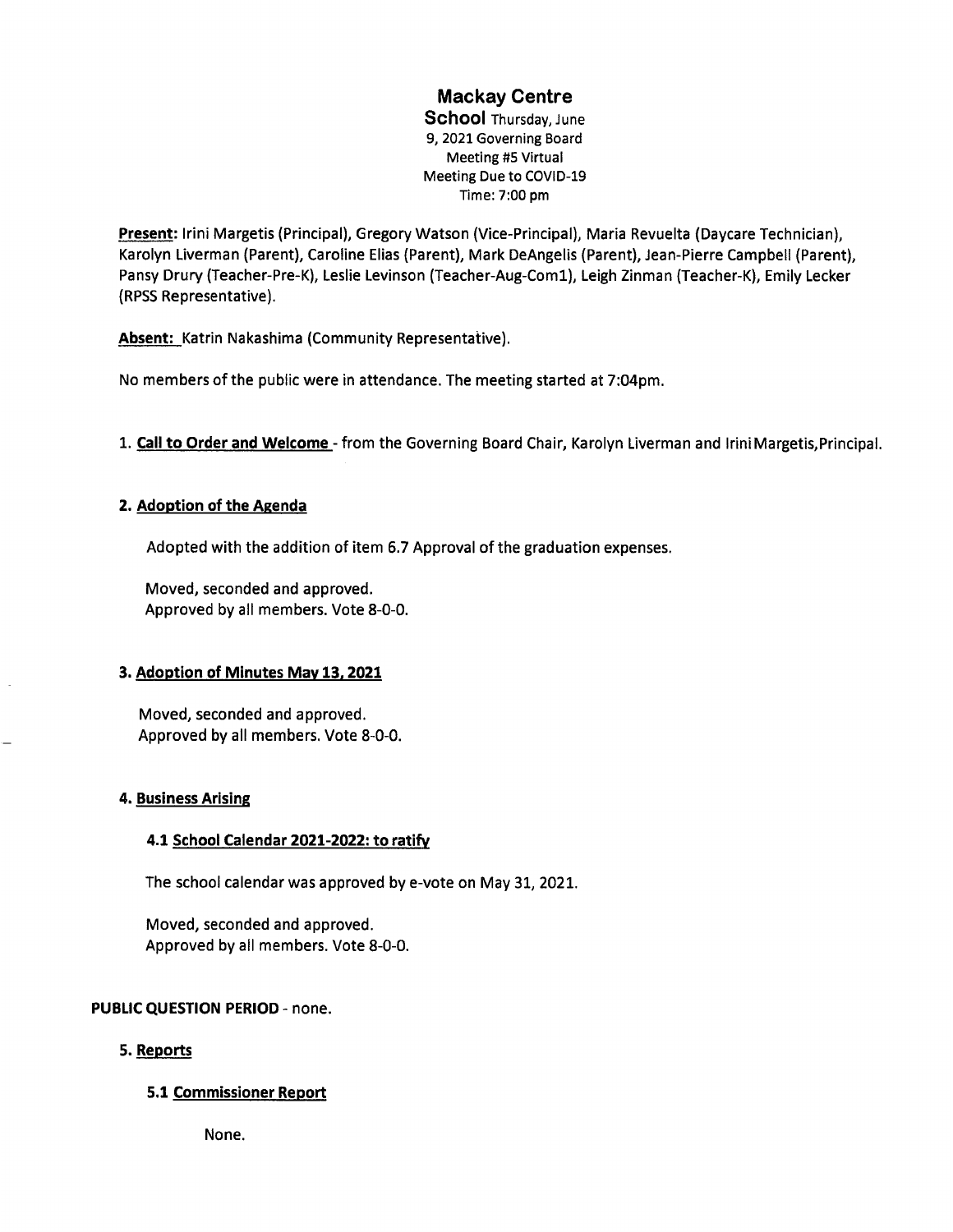# Mackay Centre

**School** Thursday, June 9, 2021 Governing Board Meeting #5 Virtual Meeting Due to COVID-19 Time: 7:00 pm

**Present:** Irini Margetis (Principal), Gregory Watson (Vice-Principal), Maria Revuelta (Daycare Technician), Karolyn Liverman (Parent), Caroline Elias (Parent), Mark DeAngelis (Parent), Jean-Pierre Campbell (Parent), Pansy Drury (Teacher-Pre-K), Leslie Levinson (Teacher-Aug-Com1), Leigh Zinman (Teacher-K), Emily Lecker (RPSS Representative).

**Absent:** Katrin Nakashima (Community Representative).

No members of the public were in attendance. The meeting started at 7:04pm.

1. **Call to Order and Welcome** - from the Governing Board Chair, Karolyn Liverman and Irini Margetis, Principal.

**2. Adoption of the Agenda**

Adopted with the addition of item 6.7 Approval of the graduation expenses.

Moved, seconded and approved.
Approved by all members. Vote 8-0-0.

**3. Adoption of Minutes May 13, 2021**

Moved, seconded and approved.
Approved by all members. Vote 8-0-0.

**4. Business Arising**

**4.1 School Calendar 2021-2022: to ratify**

The school calendar was approved by e-vote on May 31, 2021.

Moved, seconded and approved.
Approved by all members. Vote 8-0-0.

**PUBLIC QUESTION PERIOD** - none.

**5. Reports**

**5.1 Commissioner Report**

None.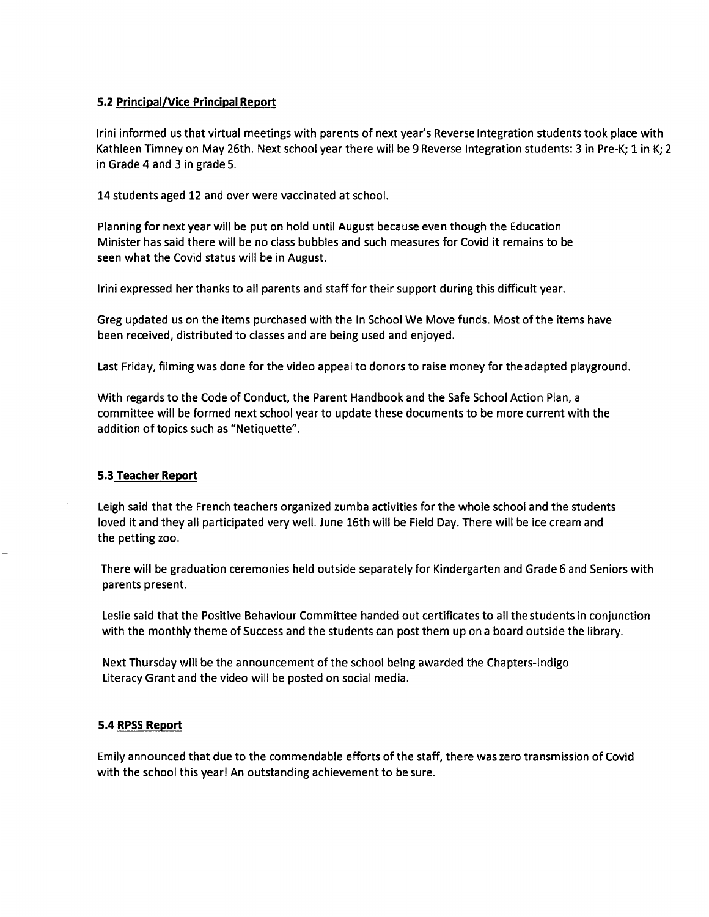### 5.2 Principal/Vice Principal Report

Irini informed us that virtual meetings with parents of next year's Reverse Integration students took place with Kathleen Timney on May 26th. Next school year there will be 9 Reverse Integration students: 3 in Pre-K; 1 in K; 2 in Grade 4 and 3 in grade 5.

14 students aged 12 and over were vaccinated at school.

Planning for next year will be put on hold until August because even though the Education Minister has said there will be no class bubbles and such measures for Covid it remains to be seen what the Covid status will be in August.

Irini expressed her thanks to all parents and staff for their support during this difficult year.

Greg updated us on the items purchased with the In School We Move funds. Most of the items have been received, distributed to classes and are being used and enjoyed.

Last Friday, filming was done for the video appeal to donors to raise money for the adapted playground.

With regards to the Code of Conduct, the Parent Handbook and the Safe School Action Plan, a committee will be formed next school year to update these documents to be more current with the addition of topics such as "Netiquette".

### 5.3 Teacher Report

Leigh said that the French teachers organized zumba activities for the whole school and the students loved it and they all participated very well. June 16th will be Field Day. There will be ice cream and the petting zoo.

There will be graduation ceremonies held outside separately for Kindergarten and Grade 6 and Seniors with parents present.

Leslie said that the Positive Behaviour Committee handed out certificates to all the students in conjunction with the monthly theme of Success and the students can post them up on a board outside the library.

Next Thursday will be the announcement of the school being awarded the Chapters-Indigo Literacy Grant and the video will be posted on social media.

### 5.4 RPSS Report

Emily announced that due to the commendable efforts of the staff, there was zero transmission of Covid with the school this year! An outstanding achievement to be sure.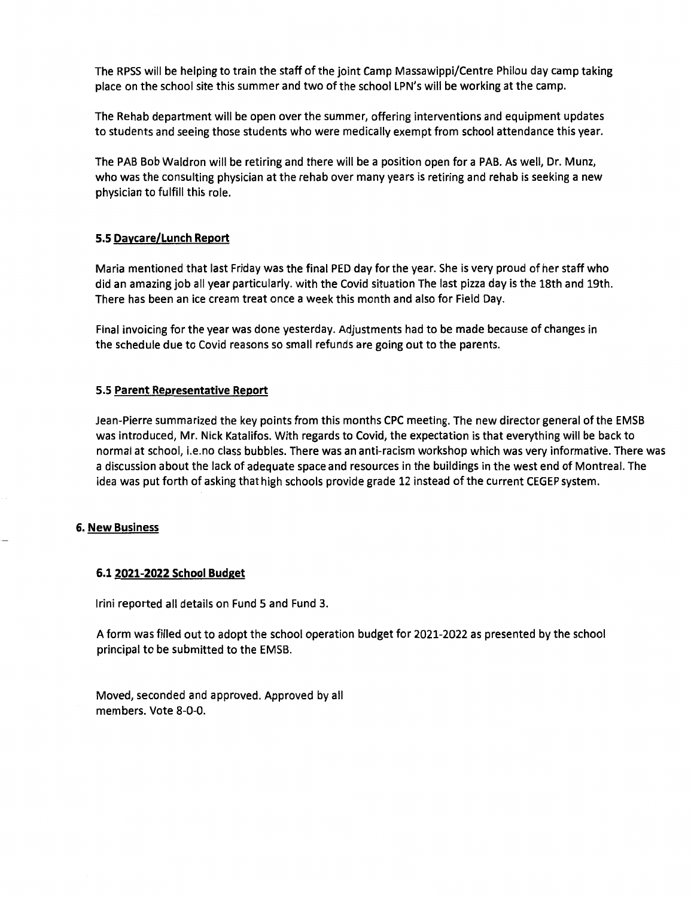The RPSS will be helping to train the staff of the joint Camp Massawippi/Centre Philou day camp taking place on the school site this summer and two of the school LPN's will be working at the camp.

The Rehab department will be open over the summer, offering interventions and equipment updates to students and seeing those students who were medically exempt from school attendance this year.

The PAB Bob Waldron will be retiring and there will be a position open for a PAB. As well, Dr. Munz, who was the consulting physician at the rehab over many years is retiring and rehab is seeking a new physician to fulfill this role.

### 5.5 Daycare/Lunch Report

Maria mentioned that last Friday was the final PED day for the year. She is very proud of her staff who did an amazing job all year particularly. with the Covid situation The last pizza day is the 18th and 19th. There has been an ice cream treat once a week this month and also for Field Day.

Final invoicing for the year was done yesterday. Adjustments had to be made because of changes in the schedule due to Covid reasons so small refunds are going out to the parents.

### 5.5 Parent Representative Report

Jean-Pierre summarized the key points from this months CPC meeting. The new director general of the EMSB was introduced, Mr. Nick Katalifos. With regards to Covid, the expectation is that everything will be back to normal at school, i.e.no class bubbles. There was an anti-racism workshop which was very informative. There was a discussion about the lack of adequate space and resources in the buildings in the west end of Montreal. The idea was put forth of asking that high schools provide grade 12 instead of the current CEGEP system.

## 6. New Business

### 6.1 2021-2022 School Budget

Irini reported all details on Fund 5 and Fund 3.

A form was filled out to adopt the school operation budget for 2021-2022 as presented by the school principal to be submitted to the EMSB.

Moved, seconded and approved. Approved by all members. Vote 8-0-0.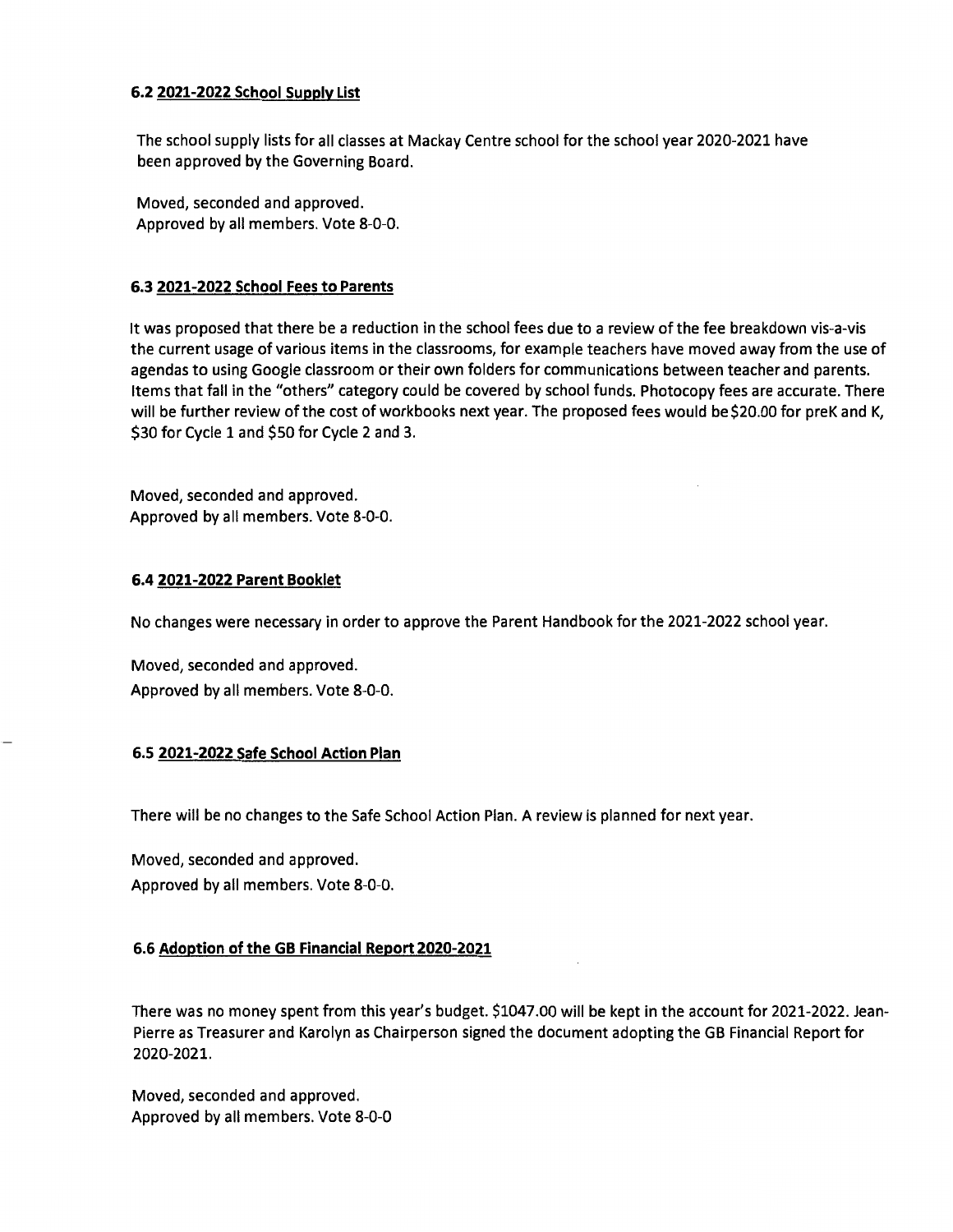### 6.2 2021-2022 School Supply List

The school supply lists for all classes at Mackay Centre school for the school year 2020-2021 have been approved by the Governing Board.

Moved, seconded and approved.
Approved by all members. Vote 8-0-0.

### 6.3 2021-2022 School Fees to Parents

It was proposed that there be a reduction in the school fees due to a review of the fee breakdown vis-a-vis the current usage of various items in the classrooms, for example teachers have moved away from the use of agendas to using Google classroom or their own folders for communications between teacher and parents. Items that fall in the "others" category could be covered by school funds. Photocopy fees are accurate. There will be further review of the cost of workbooks next year. The proposed fees would be $20.00 for preK and K, $30 for Cycle 1 and $50 for Cycle 2 and 3.

Moved, seconded and approved.
Approved by all members. Vote 8-0-0.

### 6.4 2021-2022 Parent Booklet

No changes were necessary in order to approve the Parent Handbook for the 2021-2022 school year.

Moved, seconded and approved.
Approved by all members. Vote 8-0-0.

### 6.5 2021-2022 Safe School Action Plan

There will be no changes to the Safe School Action Plan. A review is planned for next year.

Moved, seconded and approved.
Approved by all members. Vote 8-0-0.

### 6.6 Adoption of the GB Financial Report 2020-2021

There was no money spent from this year's budget. $1047.00 will be kept in the account for 2021-2022. Jean-Pierre as Treasurer and Karolyn as Chairperson signed the document adopting the GB Financial Report for 2020-2021.

Moved, seconded and approved.
Approved by all members. Vote 8-0-0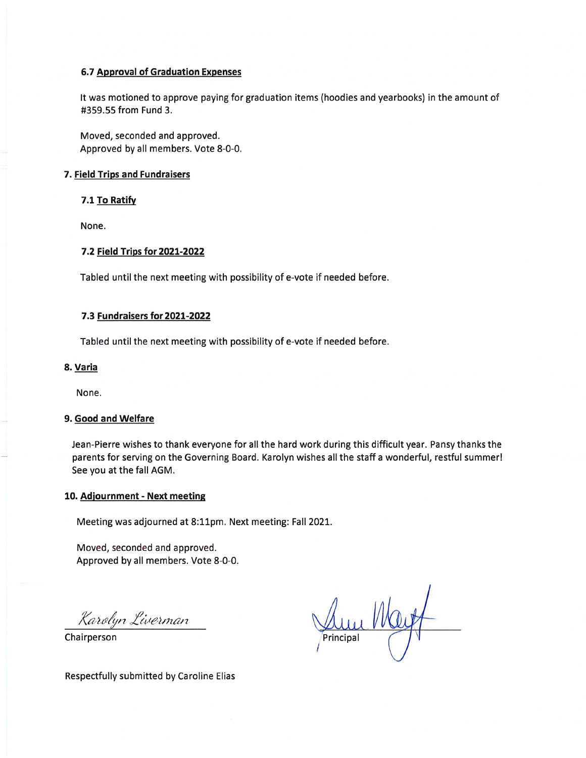### 6.7 Approval of Graduation Expenses

It was motioned to approve paying for graduation items (hoodies and yearbooks) in the amount of #359.55 from Fund 3.

Moved, seconded and approved.
Approved by all members. Vote 8-0-0.

## 7. Field Trips and Fundraisers

### 7.1 To Ratify

None.

### 7.2 Field Trips for 2021-2022

Tabled until the next meeting with possibility of e-vote if needed before.

### 7.3 Fundraisers for 2021-2022

Tabled until the next meeting with possibility of e-vote if needed before.

## 8. Varia

None.

## 9. Good and Welfare

Jean-Pierre wishes to thank everyone for all the hard work during this difficult year. Pansy thanks the parents for serving on the Governing Board. Karolyn wishes all the staff a wonderful, restful summer! See you at the fall AGM.

## 10. Adjournment - Next meeting

Meeting was adjourned at 8:11pm. Next meeting: Fall 2021.

Moved, seconded and approved.
Approved by all members. Vote 8-0-0.

Karolyn Liverman
Chairperson

Principal

Respectfully submitted by Caroline Elias